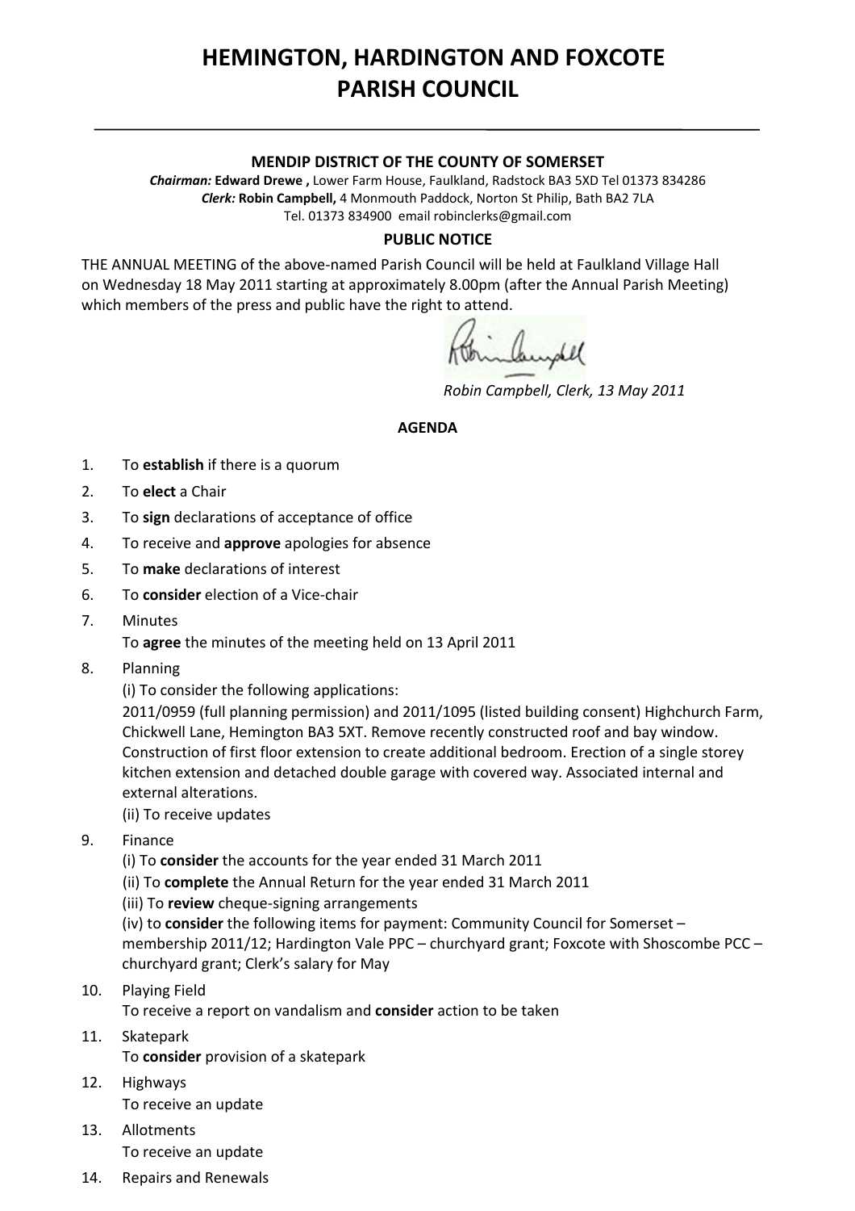# HEMINGTON, HARDINGTON AND FOXCOTE PARISH COUNCIL

**MENDIP DISTRICT OF THE COUNTY OF SOMERSET**

***Chairman:*** **Edward Drewe ,** Lower Farm House, Faulkland, Radstock BA3 5XD Tel 01373 834286
***Clerk:*** **Robin Campbell,** 4 Monmouth Paddock, Norton St Philip, Bath BA2 7LA
Tel. 01373 834900 email robinclerks@gmail.com

**PUBLIC NOTICE**

THE ANNUAL MEETING of the above-named Parish Council will be held at Faulkland Village Hall on Wednesday 18 May 2011 starting at approximately 8.00pm (after the Annual Parish Meeting) which members of the press and public have the right to attend.

*Robin Campbell, Clerk, 13 May 2011*

**AGENDA**

1. To **establish** if there is a quorum
2. To **elect** a Chair
3. To **sign** declarations of acceptance of office
4. To receive and **approve** apologies for absence
5. To **make** declarations of interest
6. To **consider** election of a Vice-chair
7. Minutes
   To **agree** the minutes of the meeting held on 13 April 2011
8. Planning
   (i) To consider the following applications:
   2011/0959 (full planning permission) and 2011/1095 (listed building consent) Highchurch Farm, Chickwell Lane, Hemington BA3 5XT. Remove recently constructed roof and bay window. Construction of first floor extension to create additional bedroom. Erection of a single storey kitchen extension and detached double garage with covered way. Associated internal and external alterations.
   (ii) To receive updates
9. Finance
   (i) To **consider** the accounts for the year ended 31 March 2011
   (ii) To **complete** the Annual Return for the year ended 31 March 2011
   (iii) To **review** cheque-signing arrangements
   (iv) to **consider** the following items for payment: Community Council for Somerset – membership 2011/12; Hardington Vale PPC – churchyard grant; Foxcote with Shoscombe PCC – churchyard grant; Clerk's salary for May
10. Playing Field
    To receive a report on vandalism and **consider** action to be taken
11. Skatepark
    To **consider** provision of a skatepark
12. Highways
    To receive an update
13. Allotments
    To receive an update
14. Repairs and Renewals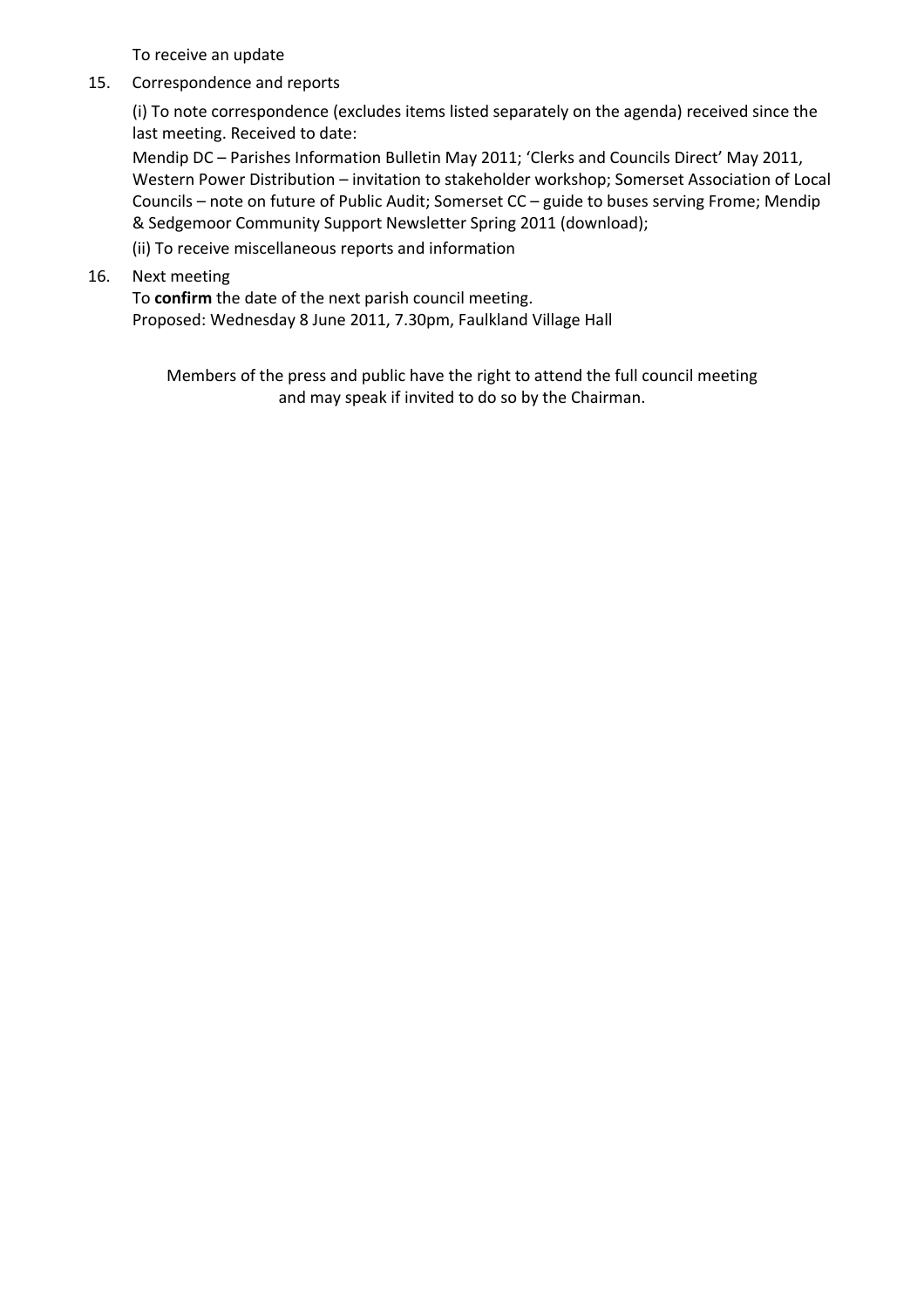To receive an update

15. Correspondence and reports

    (i) To note correspondence (excludes items listed separately on the agenda) received since the last meeting. Received to date:

    Mendip DC – Parishes Information Bulletin May 2011; 'Clerks and Councils Direct' May 2011, Western Power Distribution – invitation to stakeholder workshop; Somerset Association of Local Councils – note on future of Public Audit; Somerset CC – guide to buses serving Frome; Mendip & Sedgemoor Community Support Newsletter Spring 2011 (download);

    (ii) To receive miscellaneous reports and information

16. Next meeting

    To **confirm** the date of the next parish council meeting.
    Proposed: Wednesday 8 June 2011, 7.30pm, Faulkland Village Hall

Members of the press and public have the right to attend the full council meeting and may speak if invited to do so by the Chairman.